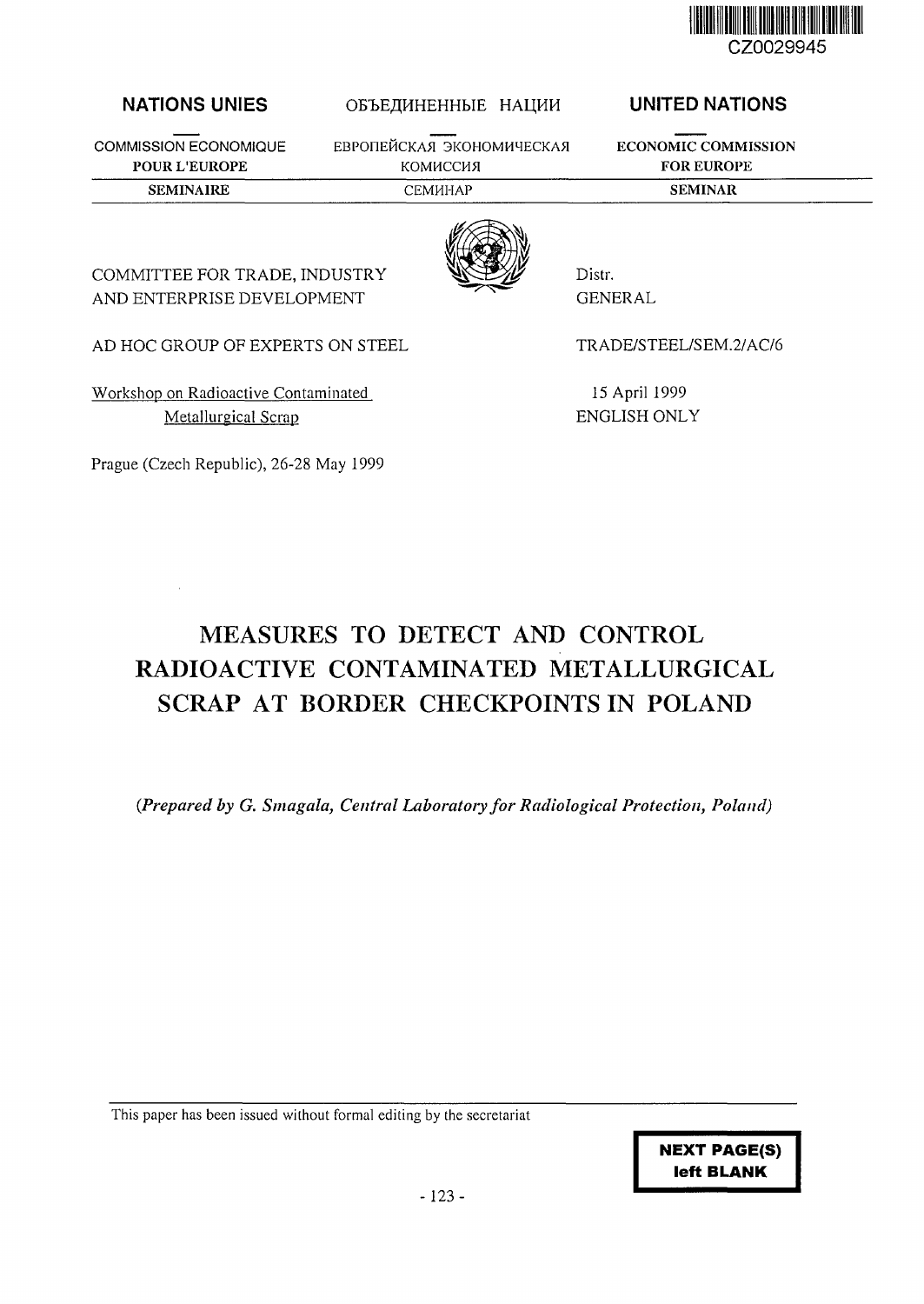CZ0029945

| NATIONS UNIES | ОБЪЕДИНЕННЫЕ НАЦИИ | UNITED NATIONS |
| --- | --- | --- |
| COMMISSION ECONOMIQUE POUR L'EUROPE | ЕВРОПЕЙСКАЯ ЭКОНОМИЧЕСКАЯ КОМИССИЯ | ECONOMIC COMMISSION FOR EUROPE |
| SEMINAIRE | СЕМИНАР | SEMINAR |

COMMITTEE FOR TRADE, INDUSTRY AND ENTERPRISE DEVELOPMENT

Distr.
GENERAL

AD HOC GROUP OF EXPERTS ON STEEL

TRADE/STEEL/SEM.2/AC/6

Workshop on Radioactive Contaminated Metallurgical Scrap

15 April 1999
ENGLISH ONLY

Prague (Czech Republic), 26-28 May 1999

# MEASURES TO DETECT AND CONTROL RADIOACTIVE CONTAMINATED METALLURGICAL SCRAP AT BORDER CHECKPOINTS IN POLAND

*(Prepared by G. Smagala, Central Laboratory for Radiological Protection, Poland)*

This paper has been issued without formal editing by the secretariat

**NEXT PAGE(S) left BLANK**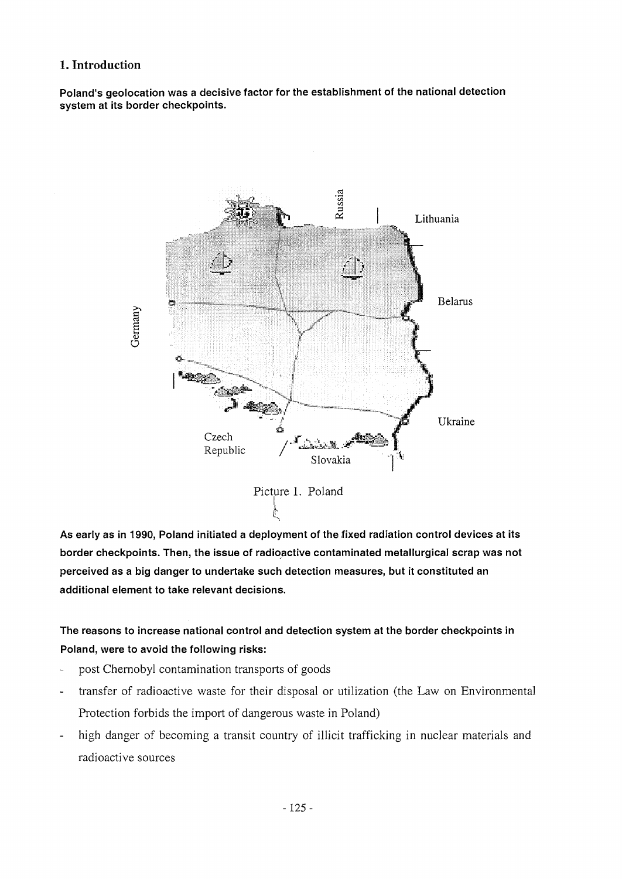## 1. Introduction

**Poland's geolocation was a decisive factor for the establishment of the national detection system at its border checkpoints.**

Picture 1. Poland

**As early as in 1990, Poland initiated a deployment of the fixed radiation control devices at its border checkpoints. Then, the issue of radioactive contaminated metallurgical scrap was not perceived as a big danger to undertake such detection measures, but it constituted an additional element to take relevant decisions.**

**The reasons to increase national control and detection system at the border checkpoints in Poland, were to avoid the following risks:**

- post Chernobyl contamination transports of goods
- transfer of radioactive waste for their disposal or utilization (the Law on Environmental Protection forbids the import of dangerous waste in Poland)
- high danger of becoming a transit country of illicit trafficking in nuclear materials and radioactive sources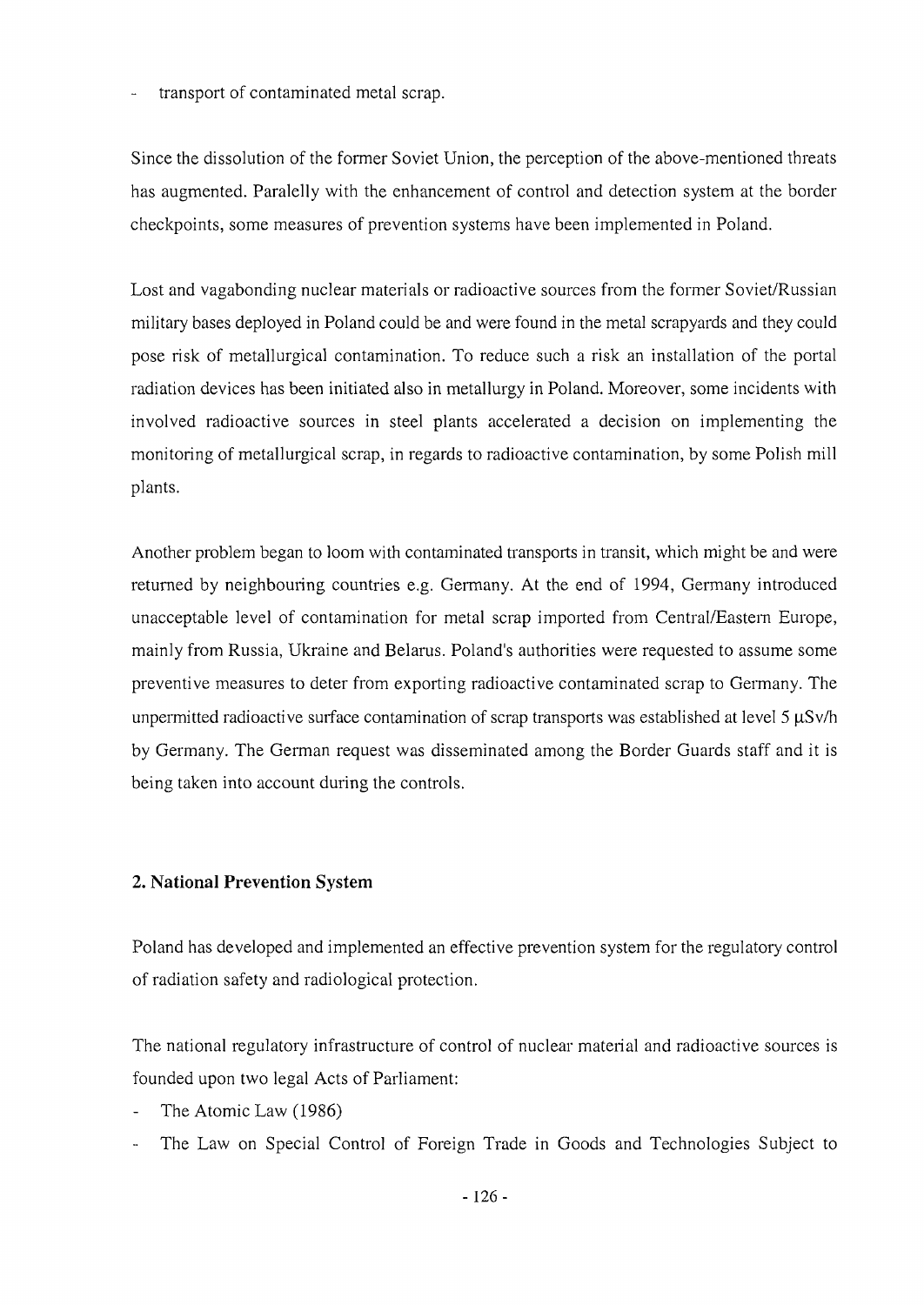- transport of contaminated metal scrap.

Since the dissolution of the former Soviet Union, the perception of the above-mentioned threats has augmented. Paralelly with the enhancement of control and detection system at the border checkpoints, some measures of prevention systems have been implemented in Poland.

Lost and vagabonding nuclear materials or radioactive sources from the former Soviet/Russian military bases deployed in Poland could be and were found in the metal scrapyards and they could pose risk of metallurgical contamination. To reduce such a risk an installation of the portal radiation devices has been initiated also in metallurgy in Poland. Moreover, some incidents with involved radioactive sources in steel plants accelerated a decision on implementing the monitoring of metallurgical scrap, in regards to radioactive contamination, by some Polish mill plants.

Another problem began to loom with contaminated transports in transit, which might be and were returned by neighbouring countries e.g. Germany. At the end of 1994, Germany introduced unacceptable level of contamination for metal scrap imported from Central/Eastern Europe, mainly from Russia, Ukraine and Belarus. Poland's authorities were requested to assume some preventive measures to deter from exporting radioactive contaminated scrap to Germany. The unpermitted radioactive surface contamination of scrap transports was established at level 5 μSv/h by Germany. The German request was disseminated among the Border Guards staff and it is being taken into account during the controls.

## 2. National Prevention System

Poland has developed and implemented an effective prevention system for the regulatory control of radiation safety and radiological protection.

The national regulatory infrastructure of control of nuclear material and radioactive sources is founded upon two legal Acts of Parliament:

- The Atomic Law (1986)
- The Law on Special Control of Foreign Trade in Goods and Technologies Subject to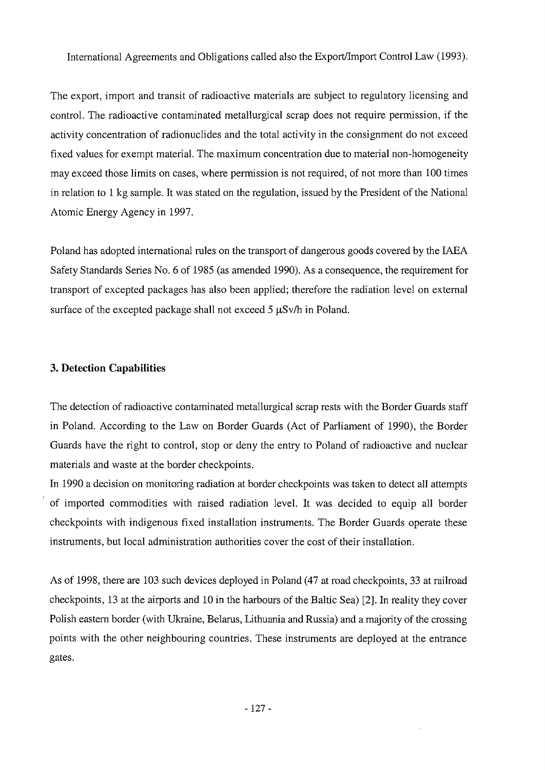International Agreements and Obligations called also the Export/Import Control Law (1993).

The export, import and transit of radioactive materials are subject to regulatory licensing and control. The radioactive contaminated metallurgical scrap does not require permission, if the activity concentration of radionuclides and the total activity in the consignment do not exceed fixed values for exempt material. The maximum concentration due to material non-homogeneity may exceed those limits on cases, where permission is not required, of not more than 100 times in relation to 1 kg sample. It was stated on the regulation, issued by the President of the National Atomic Energy Agency in 1997.

Poland has adopted international rules on the transport of dangerous goods covered by the IAEA Safety Standards Series No. 6 of 1985 (as amended 1990). As a consequence, the requirement for transport of excepted packages has also been applied; therefore the radiation level on external surface of the excepted package shall not exceed 5 μSv/h in Poland.

### 3. Detection Capabilities

The detection of radioactive contaminated metallurgical scrap rests with the Border Guards staff in Poland. According to the Law on Border Guards (Act of Parliament of 1990), the Border Guards have the right to control, stop or deny the entry to Poland of radioactive and nuclear materials and waste at the border checkpoints.

In 1990 a decision on monitoring radiation at border checkpoints was taken to detect all attempts of imported commodities with raised radiation level. It was decided to equip all border checkpoints with indigenous fixed installation instruments. The Border Guards operate these instruments, but local administration authorities cover the cost of their installation.

As of 1998, there are 103 such devices deployed in Poland (47 at road checkpoints, 33 at railroad checkpoints, 13 at the airports and 10 in the harbours of the Baltic Sea) [2]. In reality they cover Polish eastern border (with Ukraine, Belarus, Lithuania and Russia) and a majority of the crossing points with the other neighbouring countries. These instruments are deployed at the entrance gates.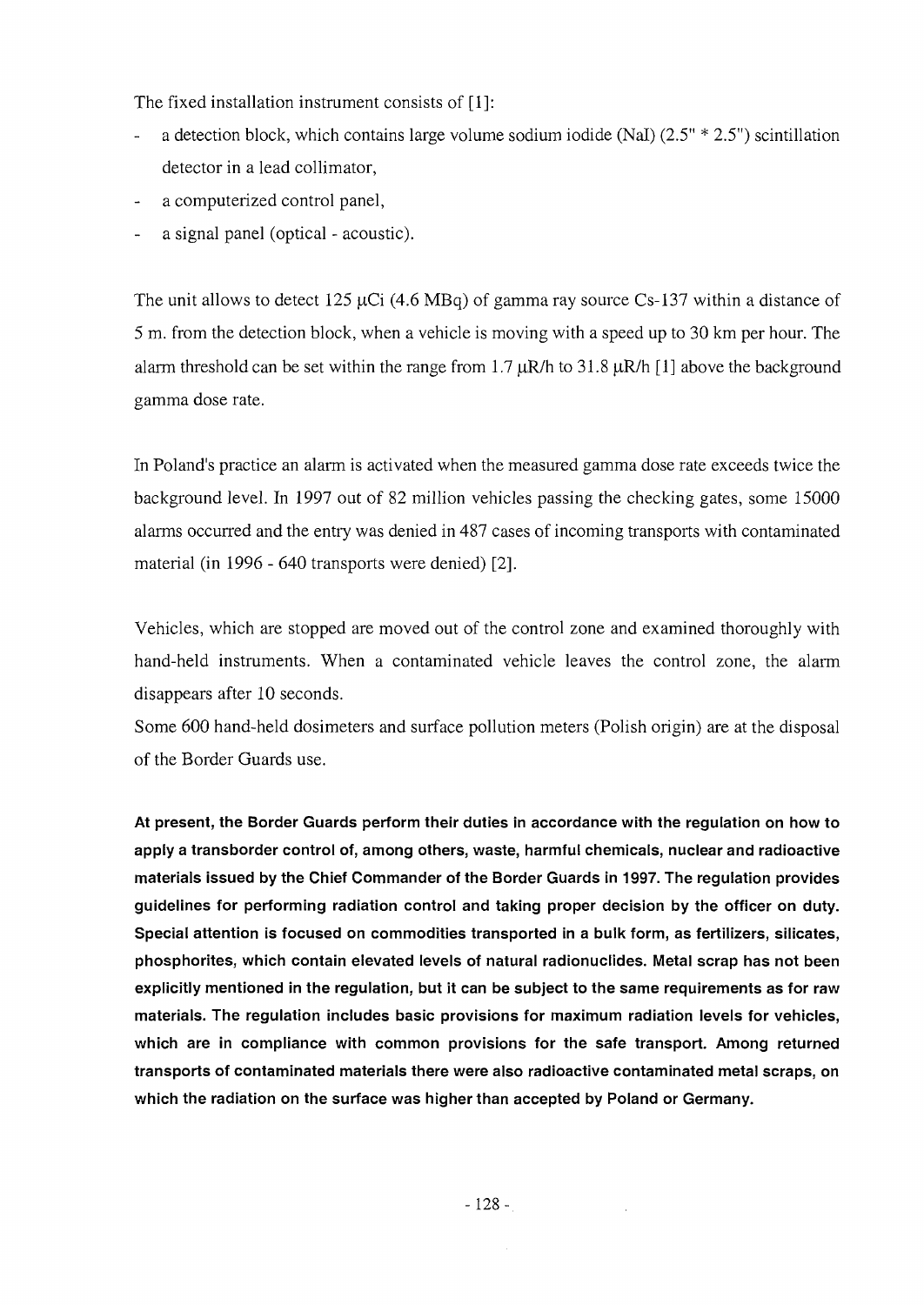The fixed installation instrument consists of [1]:

- a detection block, which contains large volume sodium iodide (NaI) (2.5" * 2.5") scintillation detector in a lead collimator,
- a computerized control panel,
- a signal panel (optical - acoustic).

The unit allows to detect 125 μCi (4.6 MBq) of gamma ray source Cs-137 within a distance of 5 m. from the detection block, when a vehicle is moving with a speed up to 30 km per hour. The alarm threshold can be set within the range from 1.7 μR/h to 31.8 μR/h [1] above the background gamma dose rate.

In Poland's practice an alarm is activated when the measured gamma dose rate exceeds twice the background level. In 1997 out of 82 million vehicles passing the checking gates, some 15000 alarms occurred and the entry was denied in 487 cases of incoming transports with contaminated material (in 1996 - 640 transports were denied) [2].

Vehicles, which are stopped are moved out of the control zone and examined thoroughly with hand-held instruments. When a contaminated vehicle leaves the control zone, the alarm disappears after 10 seconds.

Some 600 hand-held dosimeters and surface pollution meters (Polish origin) are at the disposal of the Border Guards use.

**At present, the Border Guards perform their duties in accordance with the regulation on how to apply a transborder control of, among others, waste, harmful chemicals, nuclear and radioactive materials issued by the Chief Commander of the Border Guards in 1997. The regulation provides guidelines for performing radiation control and taking proper decision by the officer on duty. Special attention is focused on commodities transported in a bulk form, as fertilizers, silicates, phosphorites, which contain elevated levels of natural radionuclides. Metal scrap has not been explicitly mentioned in the regulation, but it can be subject to the same requirements as for raw materials. The regulation includes basic provisions for maximum radiation levels for vehicles, which are in compliance with common provisions for the safe transport. Among returned transports of contaminated materials there were also radioactive contaminated metal scraps, on which the radiation on the surface was higher than accepted by Poland or Germany.**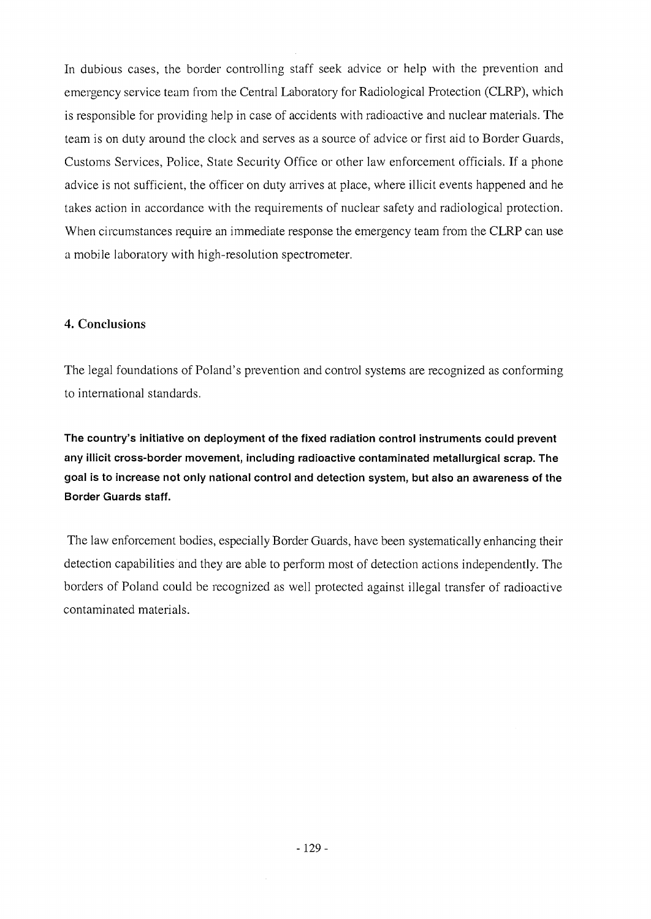In dubious cases, the border controlling staff seek advice or help with the prevention and emergency service team from the Central Laboratory for Radiological Protection (CLRP), which is responsible for providing help in case of accidents with radioactive and nuclear materials. The team is on duty around the clock and serves as a source of advice or first aid to Border Guards, Customs Services, Police, State Security Office or other law enforcement officials. If a phone advice is not sufficient, the officer on duty arrives at place, where illicit events happened and he takes action in accordance with the requirements of nuclear safety and radiological protection. When circumstances require an immediate response the emergency team from the CLRP can use a mobile laboratory with high-resolution spectrometer.

## 4. Conclusions

The legal foundations of Poland's prevention and control systems are recognized as conforming to international standards.

**The country's initiative on deployment of the fixed radiation control instruments could prevent any illicit cross-border movement, including radioactive contaminated metallurgical scrap. The goal is to increase not only national control and detection system, but also an awareness of the Border Guards staff.**

The law enforcement bodies, especially Border Guards, have been systematically enhancing their detection capabilities and they are able to perform most of detection actions independently. The borders of Poland could be recognized as well protected against illegal transfer of radioactive contaminated materials.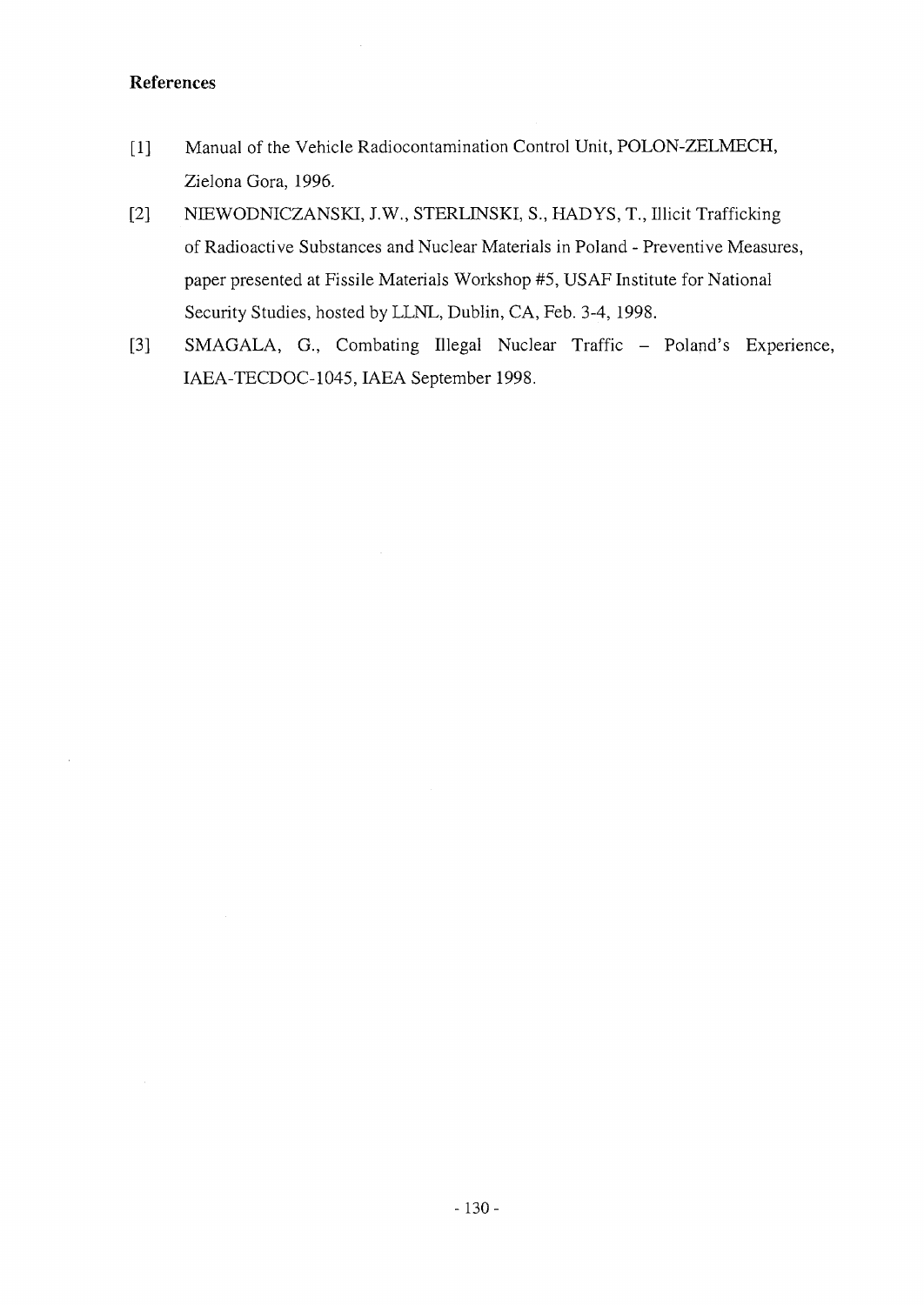**References**

[1] Manual of the Vehicle Radiocontamination Control Unit, POLON-ZELMECH, Zielona Gora, 1996.

[2] NIEWODNICZANSKI, J.W., STERLINSKI, S., HADYS, T., Illicit Trafficking of Radioactive Substances and Nuclear Materials in Poland - Preventive Measures, paper presented at Fissile Materials Workshop #5, USAF Institute for National Security Studies, hosted by LLNL, Dublin, CA, Feb. 3-4, 1998.

[3] SMAGALA, G., Combating Illegal Nuclear Traffic – Poland's Experience, IAEA-TECDOC-1045, IAEA September 1998.